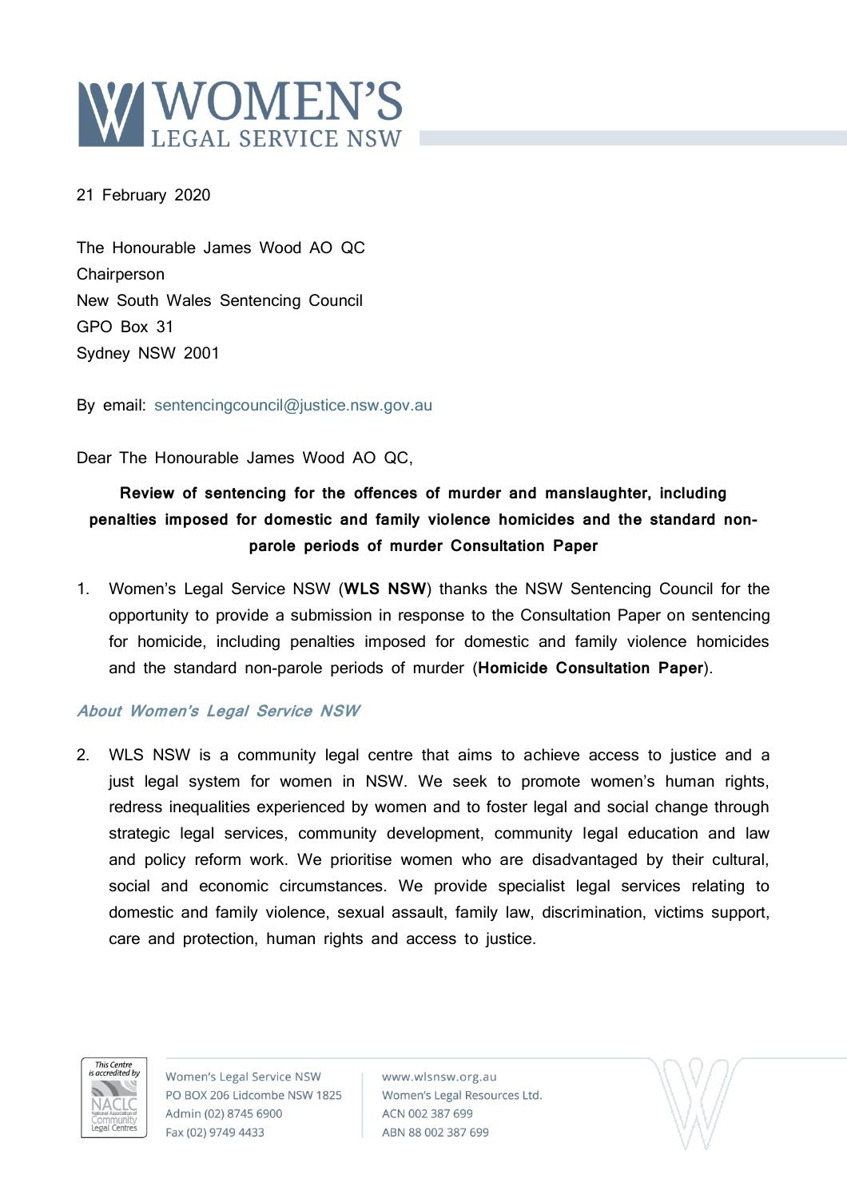# WOMEN'S LEGAL SERVICE NSW

21 February 2020

The Honourable James Wood AO QC
Chairperson
New South Wales Sentencing Council
GPO Box 31
Sydney NSW 2001

By email: sentencingcouncil@justice.nsw.gov.au

Dear The Honourable James Wood AO QC,

**Review of sentencing for the offences of murder and manslaughter, including penalties imposed for domestic and family violence homicides and the standard non-parole periods of murder Consultation Paper**

1. Women's Legal Service NSW (**WLS NSW**) thanks the NSW Sentencing Council for the opportunity to provide a submission in response to the Consultation Paper on sentencing for homicide, including penalties imposed for domestic and family violence homicides and the standard non-parole periods of murder (**Homicide Consultation Paper**).

## *About Women's Legal Service NSW*

2. WLS NSW is a community legal centre that aims to achieve access to justice and a just legal system for women in NSW. We seek to promote women's human rights, redress inequalities experienced by women and to foster legal and social change through strategic legal services, community development, community legal education and law and policy reform work. We prioritise women who are disadvantaged by their cultural, social and economic circumstances. We provide specialist legal services relating to domestic and family violence, sexual assault, family law, discrimination, victims support, care and protection, human rights and access to justice.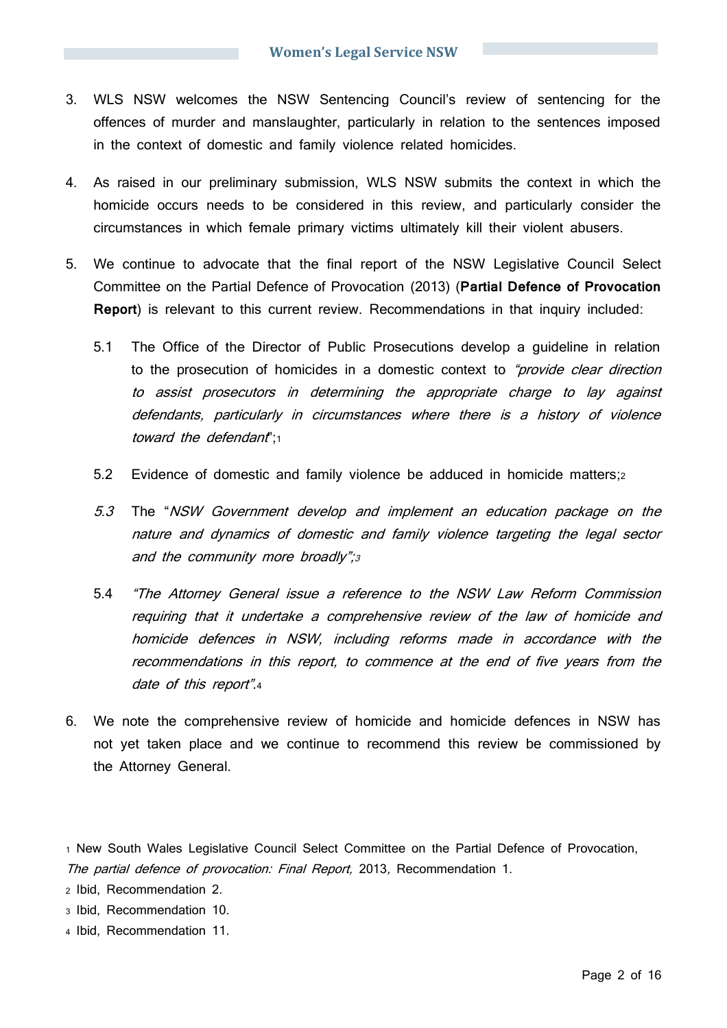3. WLS NSW welcomes the NSW Sentencing Council's review of sentencing for the offences of murder and manslaughter, particularly in relation to the sentences imposed in the context of domestic and family violence related homicides.

4. As raised in our preliminary submission, WLS NSW submits the context in which the homicide occurs needs to be considered in this review, and particularly consider the circumstances in which female primary victims ultimately kill their violent abusers.

5. We continue to advocate that the final report of the NSW Legislative Council Select Committee on the Partial Defence of Provocation (2013) (**Partial Defence of Provocation Report**) is relevant to this current review. Recommendations in that inquiry included:

   5.1 The Office of the Director of Public Prosecutions develop a guideline in relation to the prosecution of homicides in a domestic context to *"provide clear direction to assist prosecutors in determining the appropriate charge to lay against defendants, particularly in circumstances where there is a history of violence toward the defendant*";[1]

   5.2 Evidence of domestic and family violence be adduced in homicide matters;[2]

   *5.3* The "*NSW Government develop and implement an education package on the nature and dynamics of domestic and family violence targeting the legal sector and the community more broadly";*[3]

   5.4 *"The Attorney General issue a reference to the NSW Law Reform Commission requiring that it undertake a comprehensive review of the law of homicide and homicide defences in NSW, including reforms made in accordance with the recommendations in this report, to commence at the end of five years from the date of this report".*[4]

6. We note the comprehensive review of homicide and homicide defences in NSW has not yet taken place and we continue to recommend this review be commissioned by the Attorney General.

[1] New South Wales Legislative Council Select Committee on the Partial Defence of Provocation, *The partial defence of provocation: Final Report,* 2013, Recommendation 1.

[2] Ibid, Recommendation 2.

[3] Ibid, Recommendation 10.

[4] Ibid, Recommendation 11.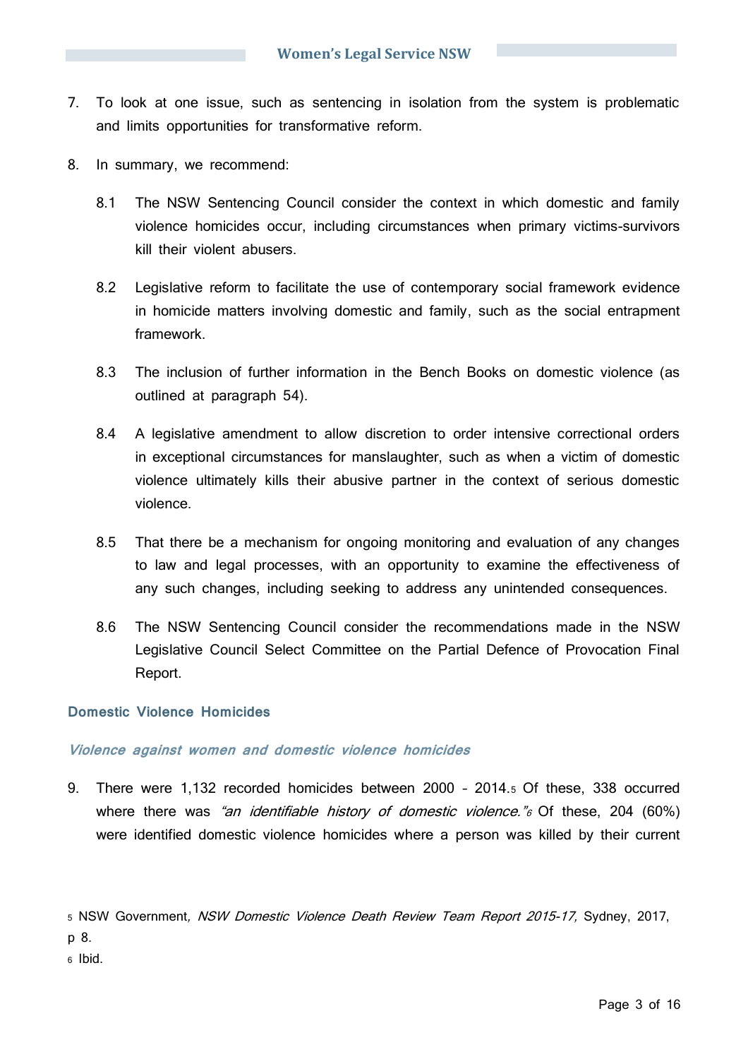7. To look at one issue, such as sentencing in isolation from the system is problematic and limits opportunities for transformative reform.

8. In summary, we recommend:

   8.1 The NSW Sentencing Council consider the context in which domestic and family violence homicides occur, including circumstances when primary victims-survivors kill their violent abusers.

   8.2 Legislative reform to facilitate the use of contemporary social framework evidence in homicide matters involving domestic and family, such as the social entrapment framework.

   8.3 The inclusion of further information in the Bench Books on domestic violence (as outlined at paragraph 54).

   8.4 A legislative amendment to allow discretion to order intensive correctional orders in exceptional circumstances for manslaughter, such as when a victim of domestic violence ultimately kills their abusive partner in the context of serious domestic violence.

   8.5 That there be a mechanism for ongoing monitoring and evaluation of any changes to law and legal processes, with an opportunity to examine the effectiveness of any such changes, including seeking to address any unintended consequences.

   8.6 The NSW Sentencing Council consider the recommendations made in the NSW Legislative Council Select Committee on the Partial Defence of Provocation Final Report.

## Domestic Violence Homicides

### *Violence against women and domestic violence homicides*

9. There were 1,132 recorded homicides between 2000 – 2014.[5] Of these, 338 occurred where there was *"an identifiable history of domestic violence."*[6] Of these, 204 (60%) were identified domestic violence homicides where a person was killed by their current

[5] NSW Government, *NSW Domestic Violence Death Review Team Report 2015-17,* Sydney, 2017, p 8.

[6] Ibid.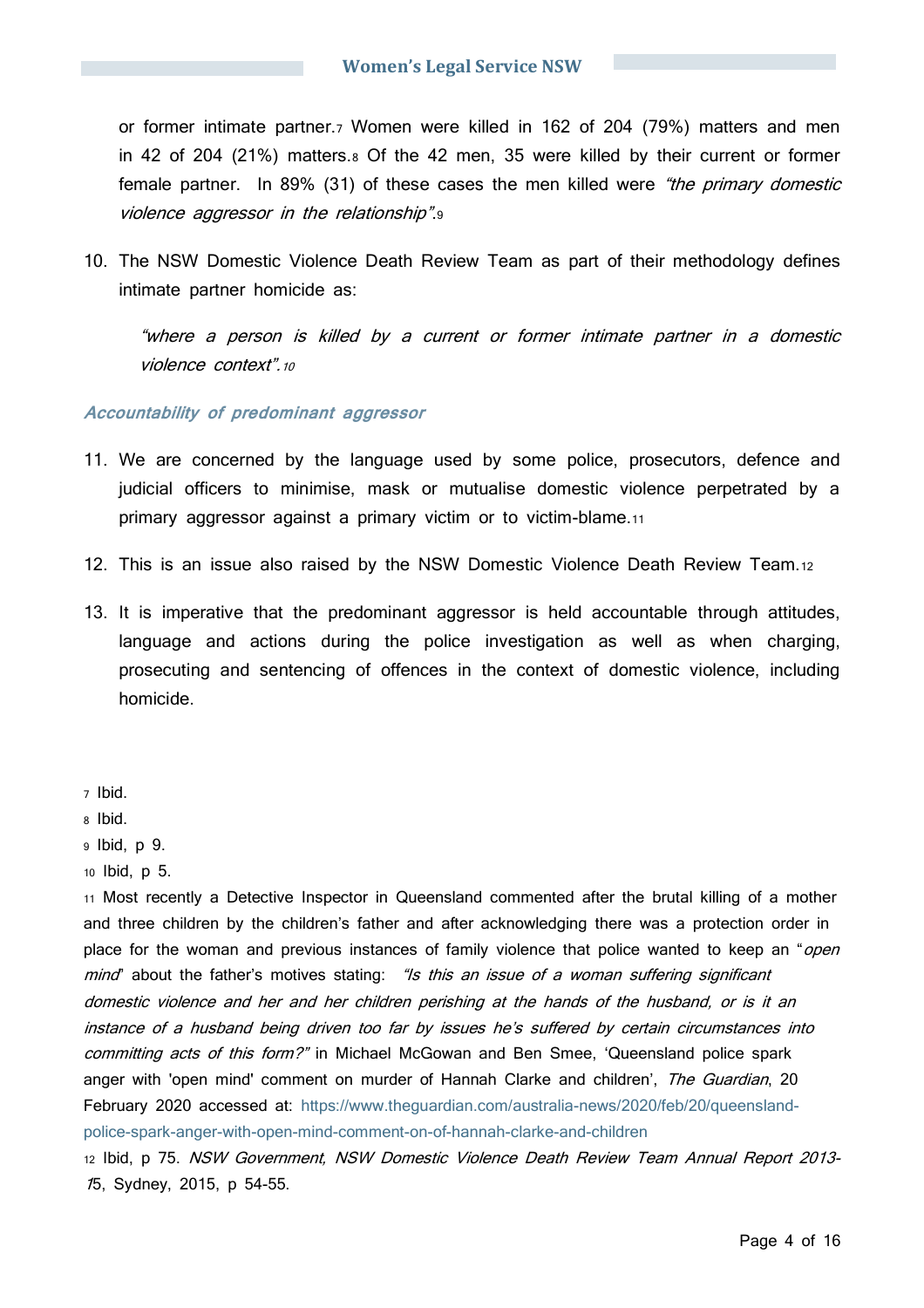or former intimate partner.[7] Women were killed in 162 of 204 (79%) matters and men in 42 of 204 (21%) matters.[8] Of the 42 men, 35 were killed by their current or former female partner. In 89% (31) of these cases the men killed were *"the primary domestic violence aggressor in the relationship"*.[9]

10. The NSW Domestic Violence Death Review Team as part of their methodology defines intimate partner homicide as:

    > *"where a person is killed by a current or former intimate partner in a domestic violence context".*[10]

### *Accountability of predominant aggressor*

11. We are concerned by the language used by some police, prosecutors, defence and judicial officers to minimise, mask or mutualise domestic violence perpetrated by a primary aggressor against a primary victim or to victim-blame.[11]

12. This is an issue also raised by the NSW Domestic Violence Death Review Team.[12]

13. It is imperative that the predominant aggressor is held accountable through attitudes, language and actions during the police investigation as well as when charging, prosecuting and sentencing of offences in the context of domestic violence, including homicide.

---

[7] Ibid.

[8] Ibid.

[9] Ibid, p 9.

[10] Ibid, p 5.

[11] Most recently a Detective Inspector in Queensland commented after the brutal killing of a mother and three children by the children's father and after acknowledging there was a protection order in place for the woman and previous instances of family violence that police wanted to keep an "*open mind*" about the father's motives stating: *"Is this an issue of a woman suffering significant domestic violence and her and her children perishing at the hands of the husband, or is it an instance of a husband being driven too far by issues he's suffered by certain circumstances into committing acts of this form?"* in Michael McGowan and Ben Smee, 'Queensland police spark anger with 'open mind' comment on murder of Hannah Clarke and children', *The Guardian*, 20 February 2020 accessed at: https://www.theguardian.com/australia-news/2020/feb/20/queensland-police-spark-anger-with-open-mind-comment-on-of-hannah-clarke-and-children

[12] Ibid, p 75. *NSW Government, NSW Domestic Violence Death Review Team Annual Report 2013-15*, Sydney, 2015, p 54-55.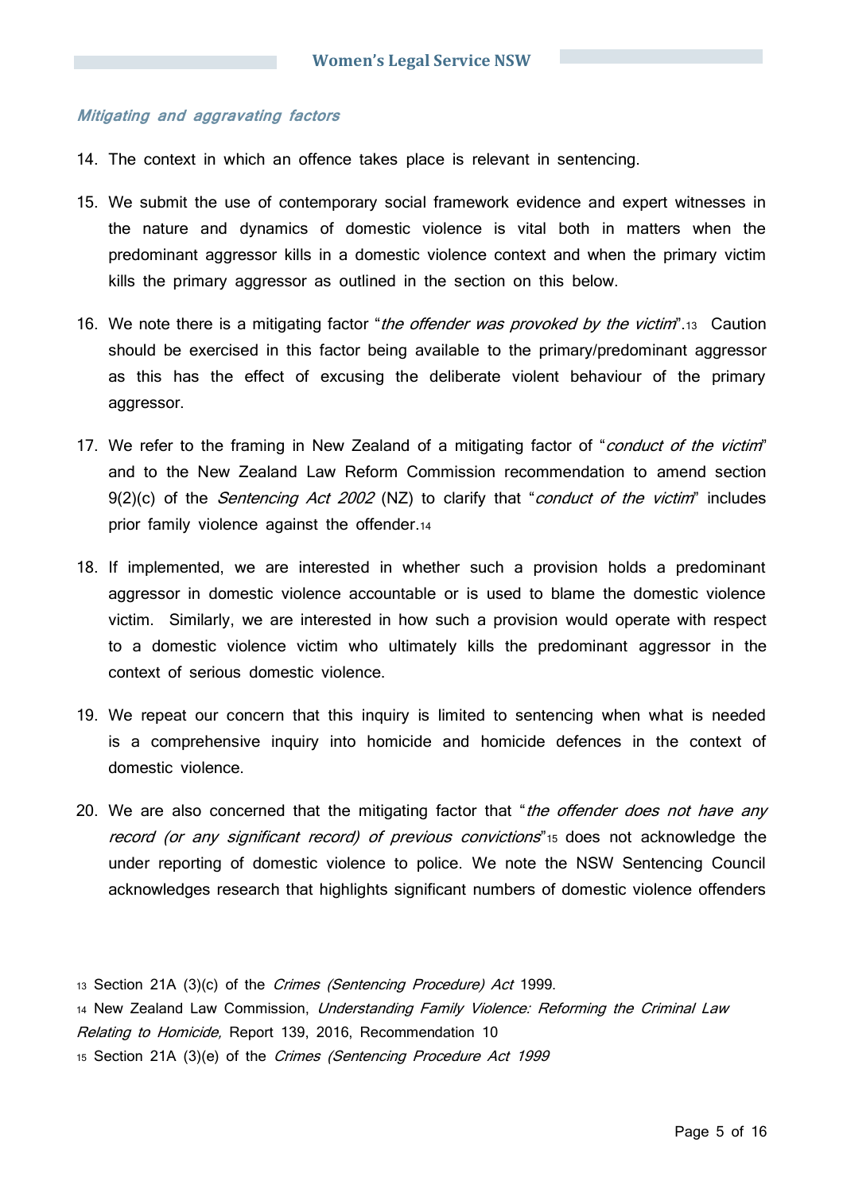### *Mitigating and aggravating factors*

14. The context in which an offence takes place is relevant in sentencing.

15. We submit the use of contemporary social framework evidence and expert witnesses in the nature and dynamics of domestic violence is vital both in matters when the predominant aggressor kills in a domestic violence context and when the primary victim kills the primary aggressor as outlined in the section on this below.

16. We note there is a mitigating factor "*the offender was provoked by the victim*".[13] Caution should be exercised in this factor being available to the primary/predominant aggressor as this has the effect of excusing the deliberate violent behaviour of the primary aggressor.

17. We refer to the framing in New Zealand of a mitigating factor of "*conduct of the victim*" and to the New Zealand Law Reform Commission recommendation to amend section 9(2)(c) of the *Sentencing Act 2002* (NZ) to clarify that "*conduct of the victim*" includes prior family violence against the offender.[14]

18. If implemented, we are interested in whether such a provision holds a predominant aggressor in domestic violence accountable or is used to blame the domestic violence victim. Similarly, we are interested in how such a provision would operate with respect to a domestic violence victim who ultimately kills the predominant aggressor in the context of serious domestic violence.

19. We repeat our concern that this inquiry is limited to sentencing when what is needed is a comprehensive inquiry into homicide and homicide defences in the context of domestic violence.

20. We are also concerned that the mitigating factor that "*the offender does not have any record (or any significant record) of previous convictions*"[15] does not acknowledge the under reporting of domestic violence to police. We note the NSW Sentencing Council acknowledges research that highlights significant numbers of domestic violence offenders

---

[13] Section 21A (3)(c) of the *Crimes (Sentencing Procedure) Act* 1999.

[14] New Zealand Law Commission, *Understanding Family Violence: Reforming the Criminal Law Relating to Homicide,* Report 139, 2016, Recommendation 10

[15] Section 21A (3)(e) of the *Crimes (Sentencing Procedure Act 1999*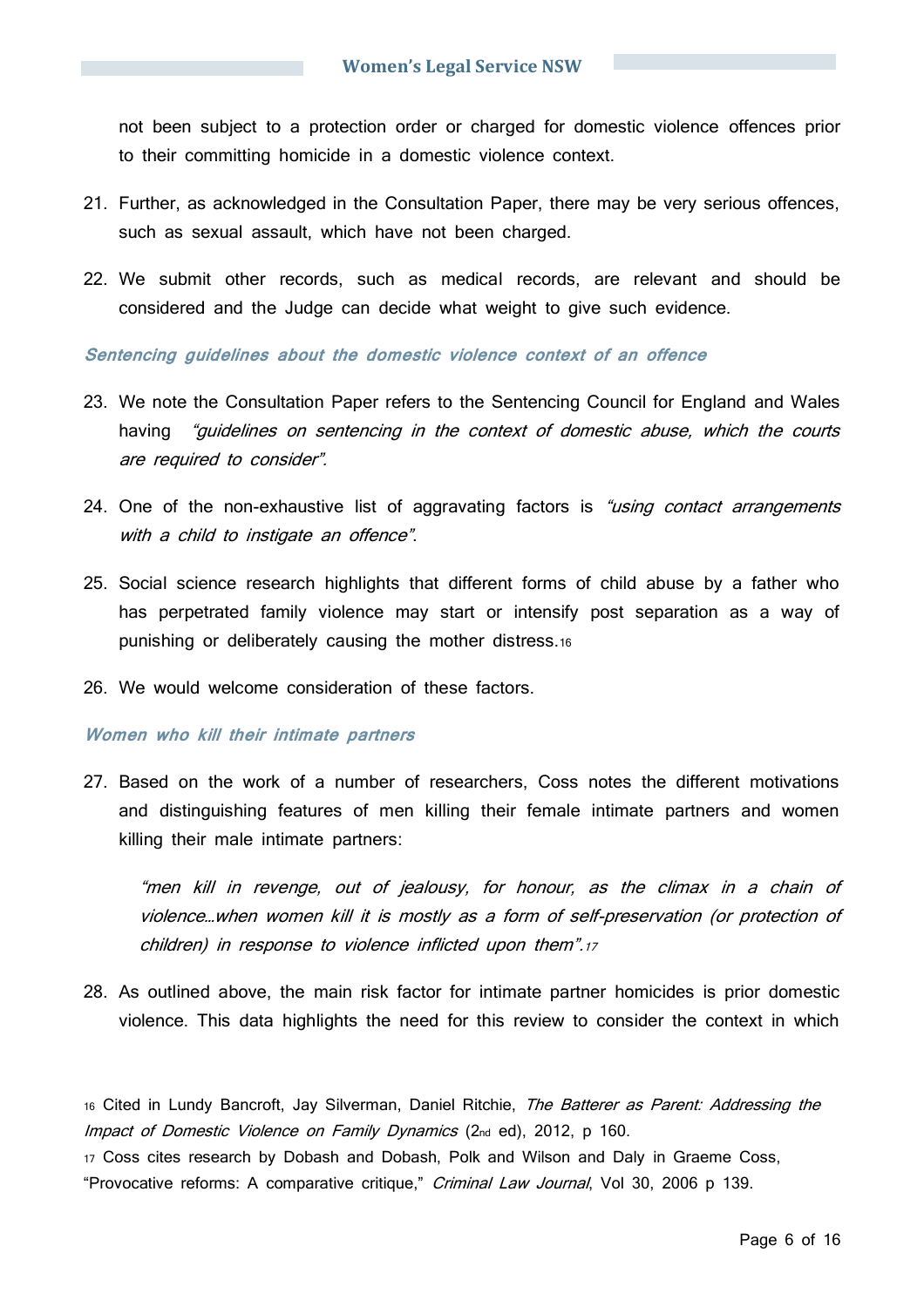not been subject to a protection order or charged for domestic violence offences prior to their committing homicide in a domestic violence context.

21. Further, as acknowledged in the Consultation Paper, there may be very serious offences, such as sexual assault, which have not been charged.

22. We submit other records, such as medical records, are relevant and should be considered and the Judge can decide what weight to give such evidence.

### *Sentencing guidelines about the domestic violence context of an offence*

23. We note the Consultation Paper refers to the Sentencing Council for England and Wales having *"guidelines on sentencing in the context of domestic abuse, which the courts are required to consider".*

24. One of the non-exhaustive list of aggravating factors is *"using contact arrangements with a child to instigate an offence"*.

25. Social science research highlights that different forms of child abuse by a father who has perpetrated family violence may start or intensify post separation as a way of punishing or deliberately causing the mother distress.[16]

26. We would welcome consideration of these factors.

### *Women who kill their intimate partners*

27. Based on the work of a number of researchers, Coss notes the different motivations and distinguishing features of men killing their female intimate partners and women killing their male intimate partners:

    > *"men kill in revenge, out of jealousy, for honour, as the climax in a chain of violence…when women kill it is mostly as a form of self-preservation (or protection of children) in response to violence inflicted upon them".*[17]

28. As outlined above, the main risk factor for intimate partner homicides is prior domestic violence. This data highlights the need for this review to consider the context in which

---

[16] Cited in Lundy Bancroft, Jay Silverman, Daniel Ritchie, *The Batterer as Parent: Addressing the Impact of Domestic Violence on Family Dynamics* (2nd ed), 2012, p 160.

[17] Coss cites research by Dobash and Dobash, Polk and Wilson and Daly in Graeme Coss, "Provocative reforms: A comparative critique," *Criminal Law Journal*, Vol 30, 2006 p 139.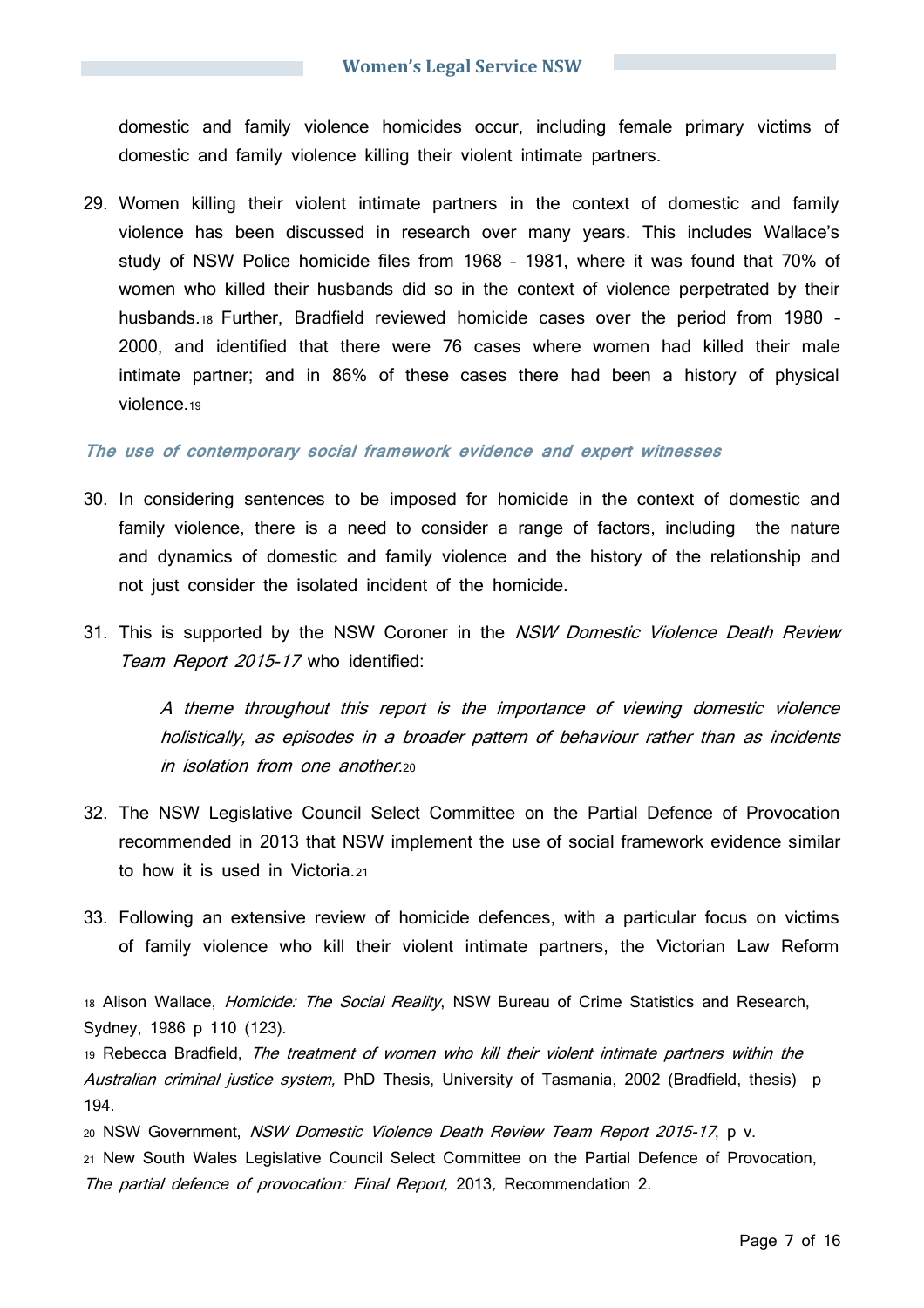domestic and family violence homicides occur, including female primary victims of domestic and family violence killing their violent intimate partners.

29. Women killing their violent intimate partners in the context of domestic and family violence has been discussed in research over many years. This includes Wallace's study of NSW Police homicide files from 1968 – 1981, where it was found that 70% of women who killed their husbands did so in the context of violence perpetrated by their husbands.[18] Further, Bradfield reviewed homicide cases over the period from 1980 – 2000, and identified that there were 76 cases where women had killed their male intimate partner; and in 86% of these cases there had been a history of physical violence.[19]

### *The use of contemporary social framework evidence and expert witnesses*

30. In considering sentences to be imposed for homicide in the context of domestic and family violence, there is a need to consider a range of factors, including the nature and dynamics of domestic and family violence and the history of the relationship and not just consider the isolated incident of the homicide.

31. This is supported by the NSW Coroner in the *NSW Domestic Violence Death Review Team Report 2015-17* who identified:

> *A theme throughout this report is the importance of viewing domestic violence holistically, as episodes in a broader pattern of behaviour rather than as incidents in isolation from one another.*[20]

32. The NSW Legislative Council Select Committee on the Partial Defence of Provocation recommended in 2013 that NSW implement the use of social framework evidence similar to how it is used in Victoria.[21]

33. Following an extensive review of homicide defences, with a particular focus on victims of family violence who kill their violent intimate partners, the Victorian Law Reform

---

[18] Alison Wallace, *Homicide: The Social Reality*, NSW Bureau of Crime Statistics and Research, Sydney, 1986 p 110 (123).

[19] Rebecca Bradfield, *The treatment of women who kill their violent intimate partners within the Australian criminal justice system,* PhD Thesis, University of Tasmania, 2002 (Bradfield, thesis) p 194.

[20] NSW Government, *NSW Domestic Violence Death Review Team Report 2015-17*, p v.

[21] New South Wales Legislative Council Select Committee on the Partial Defence of Provocation, *The partial defence of provocation: Final Report,* 2013, Recommendation 2.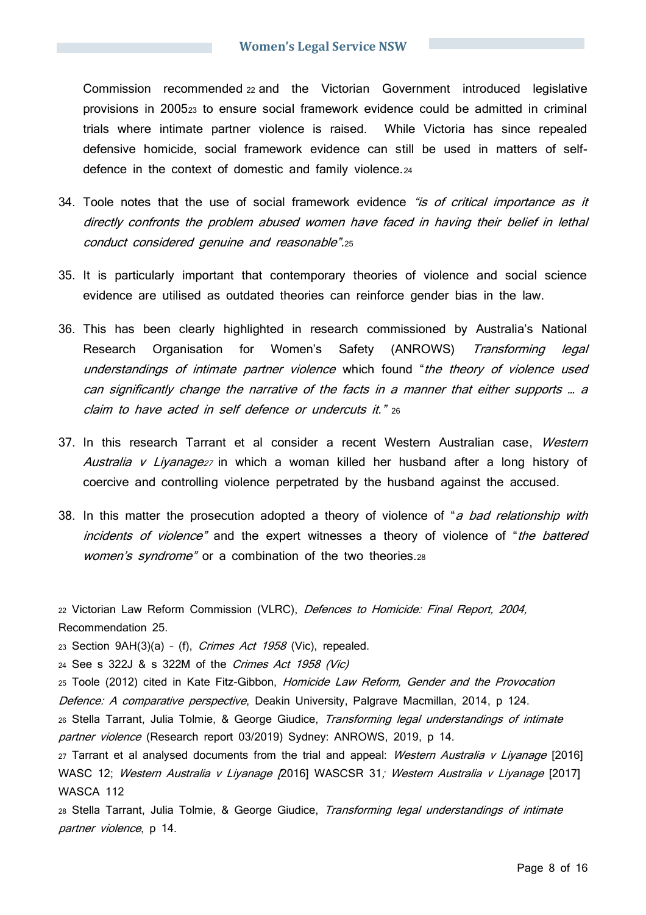Commission recommended [22] and the Victorian Government introduced legislative provisions in 2005[23] to ensure social framework evidence could be admitted in criminal trials where intimate partner violence is raised. While Victoria has since repealed defensive homicide, social framework evidence can still be used in matters of self-defence in the context of domestic and family violence.[24]

34. Toole notes that the use of social framework evidence *"is of critical importance as it directly confronts the problem abused women have faced in having their belief in lethal conduct considered genuine and reasonable"*.[25]

35. It is particularly important that contemporary theories of violence and social science evidence are utilised as outdated theories can reinforce gender bias in the law.

36. This has been clearly highlighted in research commissioned by Australia's National Research Organisation for Women's Safety (ANROWS) *Transforming legal understandings of intimate partner violence* which found "*the theory of violence used can significantly change the narrative of the facts in a manner that either supports … a claim to have acted in self defence or undercuts it.*" [26]

37. In this research Tarrant et al consider a recent Western Australian case, *Western Australia v Liyanage*[27] in which a woman killed her husband after a long history of coercive and controlling violence perpetrated by the husband against the accused.

38. In this matter the prosecution adopted a theory of violence of "*a bad relationship with incidents of violence*" and the expert witnesses a theory of violence of "*the battered women's syndrome*" or a combination of the two theories.[28]

---

[22] Victorian Law Reform Commission (VLRC), *Defences to Homicide: Final Report, 2004,* Recommendation 25.

[23] Section 9AH(3)(a) - (f), *Crimes Act 1958* (Vic), repealed.

[24] See s 322J & s 322M of the *Crimes Act 1958 (Vic)*

[25] Toole (2012) cited in Kate Fitz-Gibbon, *Homicide Law Reform, Gender and the Provocation Defence: A comparative perspective*, Deakin University, Palgrave Macmillan, 2014, p 124.

[26] Stella Tarrant, Julia Tolmie, & George Giudice, *Transforming legal understandings of intimate partner violence* (Research report 03/2019) Sydney: ANROWS, 2019, p 14.

[27] Tarrant et al analysed documents from the trial and appeal: *Western Australia v Liyanage* [2016] WASC 12; *Western Australia v Liyanage [*2016] WASCSR 31*; Western Australia v Liyanage* [2017] WASCA 112

[28] Stella Tarrant, Julia Tolmie, & George Giudice, *Transforming legal understandings of intimate partner violence*, p 14.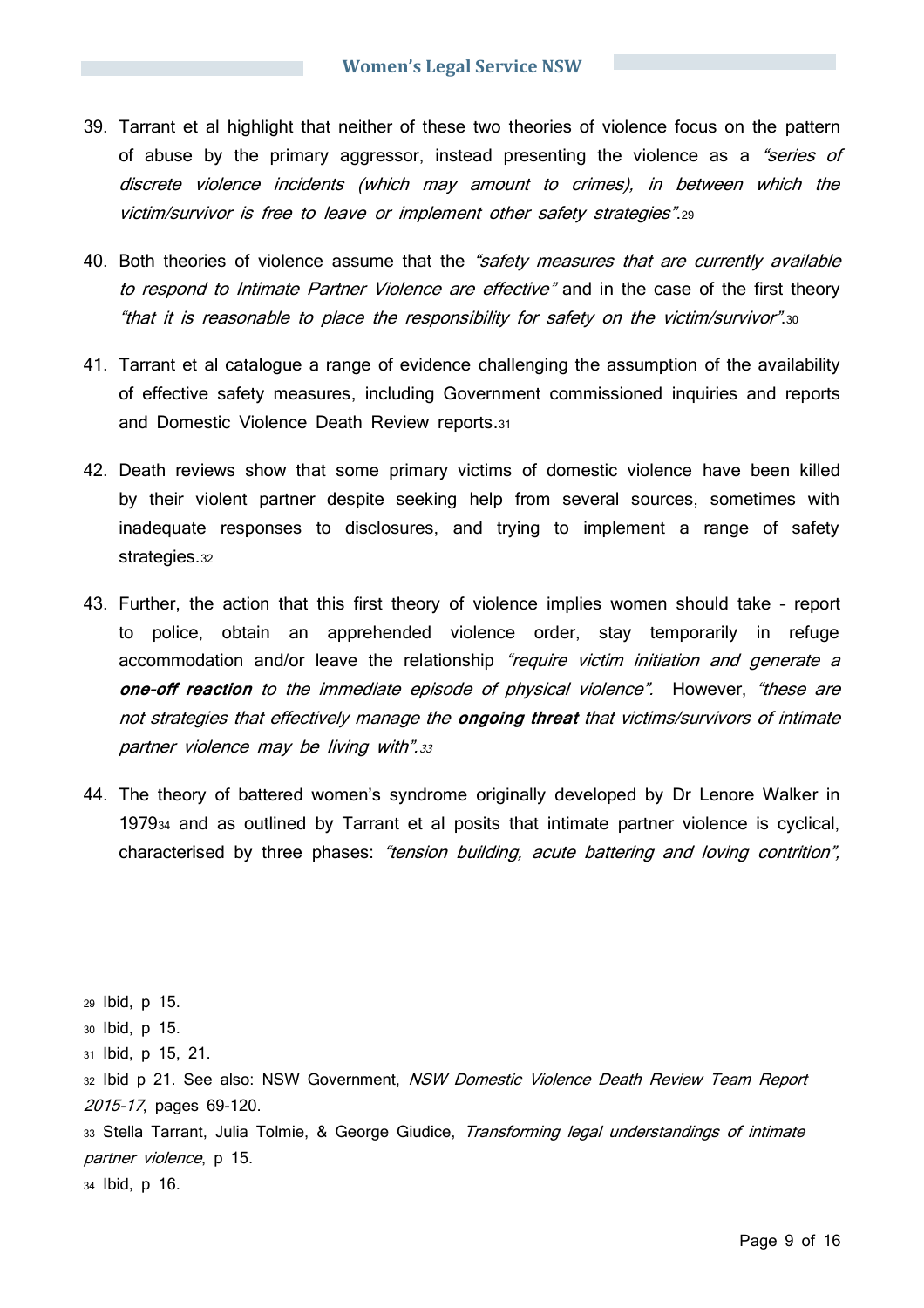39. Tarrant et al highlight that neither of these two theories of violence focus on the pattern of abuse by the primary aggressor, instead presenting the violence as a *"series of discrete violence incidents (which may amount to crimes), in between which the victim/survivor is free to leave or implement other safety strategies"*.[29]

40. Both theories of violence assume that the *"safety measures that are currently available to respond to Intimate Partner Violence are effective"* and in the case of the first theory *"that it is reasonable to place the responsibility for safety on the victim/survivor"*.[30]

41. Tarrant et al catalogue a range of evidence challenging the assumption of the availability of effective safety measures, including Government commissioned inquiries and reports and Domestic Violence Death Review reports.[31]

42. Death reviews show that some primary victims of domestic violence have been killed by their violent partner despite seeking help from several sources, sometimes with inadequate responses to disclosures, and trying to implement a range of safety strategies.[32]

43. Further, the action that this first theory of violence implies women should take – report to police, obtain an apprehended violence order, stay temporarily in refuge accommodation and/or leave the relationship *"require victim initiation and generate a **one-off reaction** to the immediate episode of physical violence"*. However, *"these are not strategies that effectively manage the **ongoing threat** that victims/survivors of intimate partner violence may be living with"*.[33]

44. The theory of battered women's syndrome originally developed by Dr Lenore Walker in 1979[34] and as outlined by Tarrant et al posits that intimate partner violence is cyclical, characterised by three phases: *"tension building, acute battering and loving contrition",*

[29] Ibid, p 15.
[30] Ibid, p 15.
[31] Ibid, p 15, 21.
[32] Ibid p 21. See also: NSW Government, *NSW Domestic Violence Death Review Team Report 2015-17*, pages 69-120.
[33] Stella Tarrant, Julia Tolmie, & George Giudice, *Transforming legal understandings of intimate partner violence*, p 15.
[34] Ibid, p 16.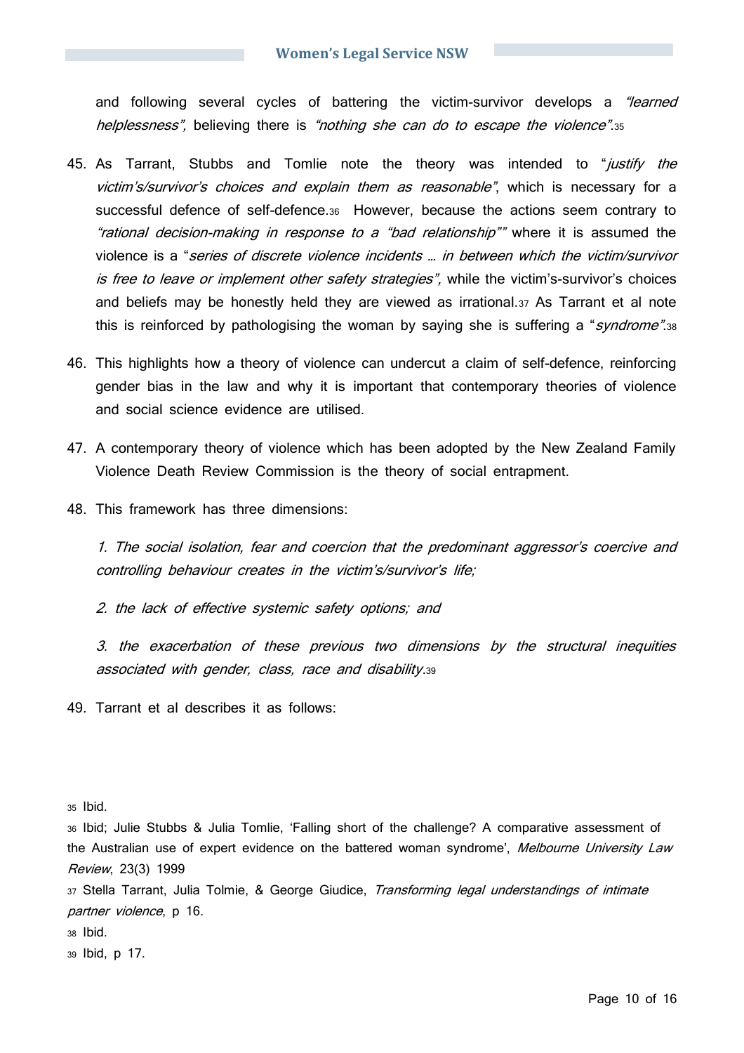and following several cycles of battering the victim-survivor develops a *"learned helplessness",* believing there is *"nothing she can do to escape the violence"*.[35]

45. As Tarrant, Stubbs and Tomlie note the theory was intended to "*justify the victim's/survivor's choices and explain them as reasonable"*, which is necessary for a successful defence of self-defence.[36] However, because the actions seem contrary to *"rational decision-making in response to a "bad relationship""* where it is assumed the violence is a "*series of discrete violence incidents … in between which the victim/survivor is free to leave or implement other safety strategies",* while the victim's-survivor's choices and beliefs may be honestly held they are viewed as irrational.[37] As Tarrant et al note this is reinforced by pathologising the woman by saying she is suffering a "*syndrome"*.[38]

46. This highlights how a theory of violence can undercut a claim of self-defence, reinforcing gender bias in the law and why it is important that contemporary theories of violence and social science evidence are utilised.

47. A contemporary theory of violence which has been adopted by the New Zealand Family Violence Death Review Commission is the theory of social entrapment.

48. This framework has three dimensions:

    *1. The social isolation, fear and coercion that the predominant aggressor's coercive and controlling behaviour creates in the victim's/survivor's life;*

    *2. the lack of effective systemic safety options; and*

    *3. the exacerbation of these previous two dimensions by the structural inequities associated with gender, class, race and disability.*[39]

49. Tarrant et al describes it as follows:

---

[35] Ibid.

[36] Ibid; Julie Stubbs & Julia Tomlie, 'Falling short of the challenge? A comparative assessment of the Australian use of expert evidence on the battered woman syndrome', *Melbourne University Law Review*, 23(3) 1999

[37] Stella Tarrant, Julia Tolmie, & George Giudice, *Transforming legal understandings of intimate partner violence*, p 16.

[38] Ibid.

[39] Ibid, p 17.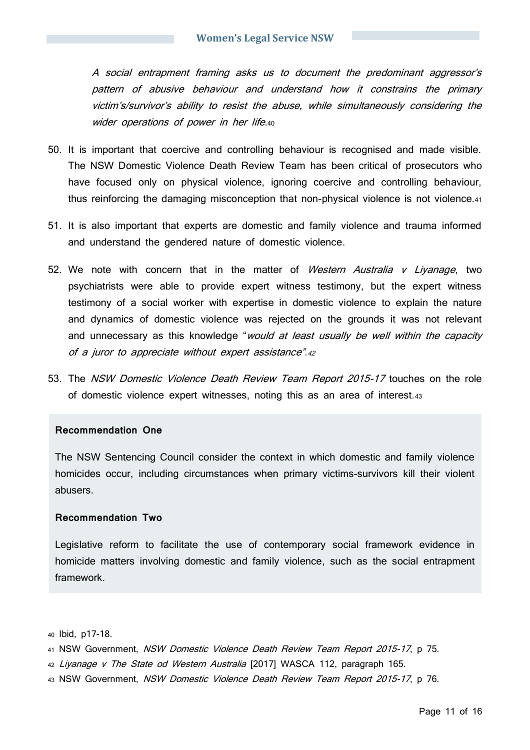> *A social entrapment framing asks us to document the predominant aggressor's pattern of abusive behaviour and understand how it constrains the primary victim's/survivor's ability to resist the abuse, while simultaneously considering the wider operations of power in her life.*[40]

50. It is important that coercive and controlling behaviour is recognised and made visible. The NSW Domestic Violence Death Review Team has been critical of prosecutors who have focused only on physical violence, ignoring coercive and controlling behaviour, thus reinforcing the damaging misconception that non-physical violence is not violence.[41]

51. It is also important that experts are domestic and family violence and trauma informed and understand the gendered nature of domestic violence.

52. We note with concern that in the matter of *Western Australia v Liyanage*, two psychiatrists were able to provide expert witness testimony, but the expert witness testimony of a social worker with expertise in domestic violence to explain the nature and dynamics of domestic violence was rejected on the grounds it was not relevant and unnecessary as this knowledge "*would at least usually be well within the capacity of a juror to appreciate without expert assistance*".[42]

53. The *NSW Domestic Violence Death Review Team Report 2015-17* touches on the role of domestic violence expert witnesses, noting this as an area of interest.[43]

**Recommendation One**

The NSW Sentencing Council consider the context in which domestic and family violence homicides occur, including circumstances when primary victims-survivors kill their violent abusers.

**Recommendation Two**

Legislative reform to facilitate the use of contemporary social framework evidence in homicide matters involving domestic and family violence, such as the social entrapment framework.

---

[40] Ibid, p17-18.

[41] NSW Government, *NSW Domestic Violence Death Review Team Report 2015-17*, p 75.

[42] *Liyanage v The State od Western Australia* [2017] WASCA 112, paragraph 165.

[43] NSW Government, *NSW Domestic Violence Death Review Team Report 2015-17*, p 76.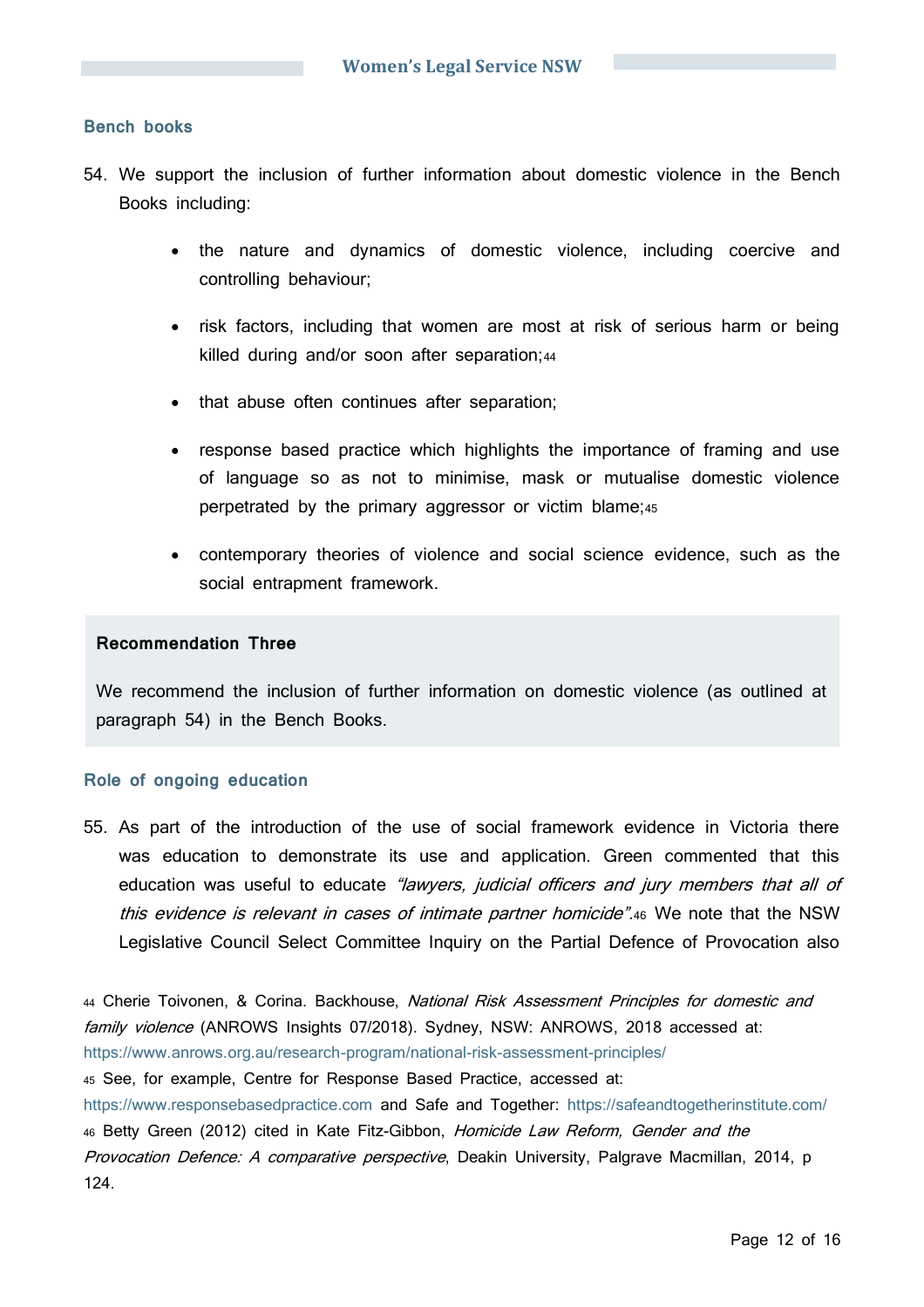### Bench books

54. We support the inclusion of further information about domestic violence in the Bench Books including:

    - the nature and dynamics of domestic violence, including coercive and controlling behaviour;
    - risk factors, including that women are most at risk of serious harm or being killed during and/or soon after separation;[44]
    - that abuse often continues after separation;
    - response based practice which highlights the importance of framing and use of language so as not to minimise, mask or mutualise domestic violence perpetrated by the primary aggressor or victim blame;[45]
    - contemporary theories of violence and social science evidence, such as the social entrapment framework.

> **Recommendation Three**
>
> We recommend the inclusion of further information on domestic violence (as outlined at paragraph 54) in the Bench Books.

### Role of ongoing education

55. As part of the introduction of the use of social framework evidence in Victoria there was education to demonstrate its use and application. Green commented that this education was useful to educate *"lawyers, judicial officers and jury members that all of this evidence is relevant in cases of intimate partner homicide"*.[46] We note that the NSW Legislative Council Select Committee Inquiry on the Partial Defence of Provocation also

---

[44] Cherie Toivonen, & Corina. Backhouse, *National Risk Assessment Principles for domestic and family violence* (ANROWS Insights 07/2018). Sydney, NSW: ANROWS, 2018 accessed at: https://www.anrows.org.au/research-program/national-risk-assessment-principles/

[45] See, for example, Centre for Response Based Practice, accessed at: https://www.responsebasedpractice.com and Safe and Together: https://safeandtogetherinstitute.com/

[46] Betty Green (2012) cited in Kate Fitz-Gibbon, *Homicide Law Reform, Gender and the Provocation Defence: A comparative perspective*, Deakin University, Palgrave Macmillan, 2014, p 124.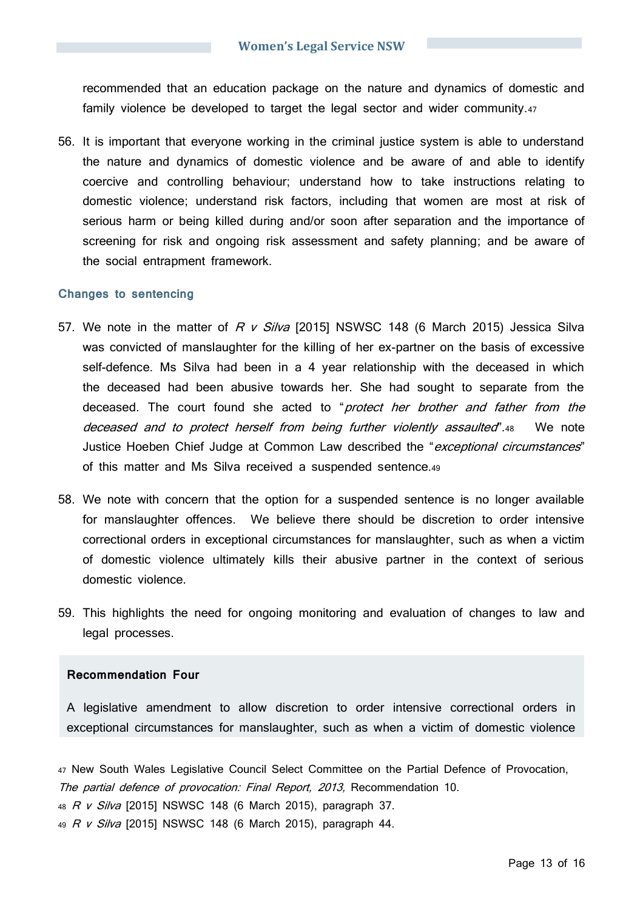recommended that an education package on the nature and dynamics of domestic and family violence be developed to target the legal sector and wider community.[47]

56. It is important that everyone working in the criminal justice system is able to understand the nature and dynamics of domestic violence and be aware of and able to identify coercive and controlling behaviour; understand how to take instructions relating to domestic violence; understand risk factors, including that women are most at risk of serious harm or being killed during and/or soon after separation and the importance of screening for risk and ongoing risk assessment and safety planning; and be aware of the social entrapment framework.

### Changes to sentencing

57. We note in the matter of *R v Silva* [2015] NSWSC 148 (6 March 2015) Jessica Silva was convicted of manslaughter for the killing of her ex-partner on the basis of excessive self-defence. Ms Silva had been in a 4 year relationship with the deceased in which the deceased had been abusive towards her. She had sought to separate from the deceased. The court found she acted to "*protect her brother and father from the deceased and to protect herself from being further violently assaulted*".[48] We note Justice Hoeben Chief Judge at Common Law described the "*exceptional circumstances*" of this matter and Ms Silva received a suspended sentence.[49]

58. We note with concern that the option for a suspended sentence is no longer available for manslaughter offences. We believe there should be discretion to order intensive correctional orders in exceptional circumstances for manslaughter, such as when a victim of domestic violence ultimately kills their abusive partner in the context of serious domestic violence.

59. This highlights the need for ongoing monitoring and evaluation of changes to law and legal processes.

> **Recommendation Four**
>
> A legislative amendment to allow discretion to order intensive correctional orders in exceptional circumstances for manslaughter, such as when a victim of domestic violence

---

[47] New South Wales Legislative Council Select Committee on the Partial Defence of Provocation, *The partial defence of provocation: Final Report, 2013,* Recommendation 10.

[48] *R v Silva* [2015] NSWSC 148 (6 March 2015), paragraph 37.

[49] *R v Silva* [2015] NSWSC 148 (6 March 2015), paragraph 44.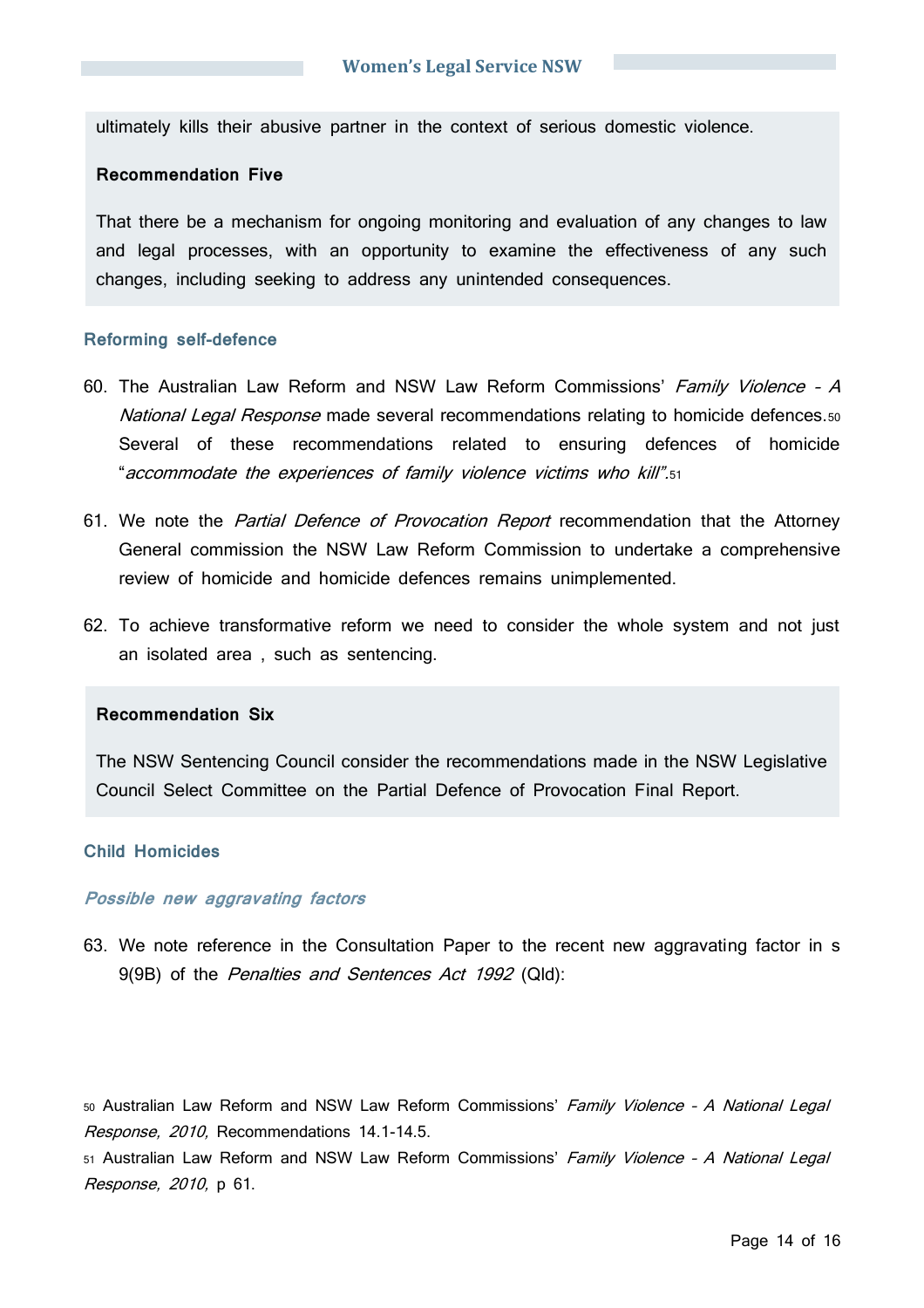ultimately kills their abusive partner in the context of serious domestic violence.

**Recommendation Five**

That there be a mechanism for ongoing monitoring and evaluation of any changes to law and legal processes, with an opportunity to examine the effectiveness of any such changes, including seeking to address any unintended consequences.

### Reforming self-defence

60. The Australian Law Reform and NSW Law Reform Commissions' *Family Violence - A National Legal Response* made several recommendations relating to homicide defences.[50] Several of these recommendations related to ensuring defences of homicide "*accommodate the experiences of family violence victims who kill*".[51]

61. We note the *Partial Defence of Provocation Report* recommendation that the Attorney General commission the NSW Law Reform Commission to undertake a comprehensive review of homicide and homicide defences remains unimplemented.

62. To achieve transformative reform we need to consider the whole system and not just an isolated area , such as sentencing.

**Recommendation Six**

The NSW Sentencing Council consider the recommendations made in the NSW Legislative Council Select Committee on the Partial Defence of Provocation Final Report.

### Child Homicides

#### *Possible new aggravating factors*

63. We note reference in the Consultation Paper to the recent new aggravating factor in s 9(9B) of the *Penalties and Sentences Act 1992* (Qld):

[50] Australian Law Reform and NSW Law Reform Commissions' *Family Violence - A National Legal Response, 2010,* Recommendations 14.1-14.5.

[51] Australian Law Reform and NSW Law Reform Commissions' *Family Violence - A National Legal Response, 2010,* p 61.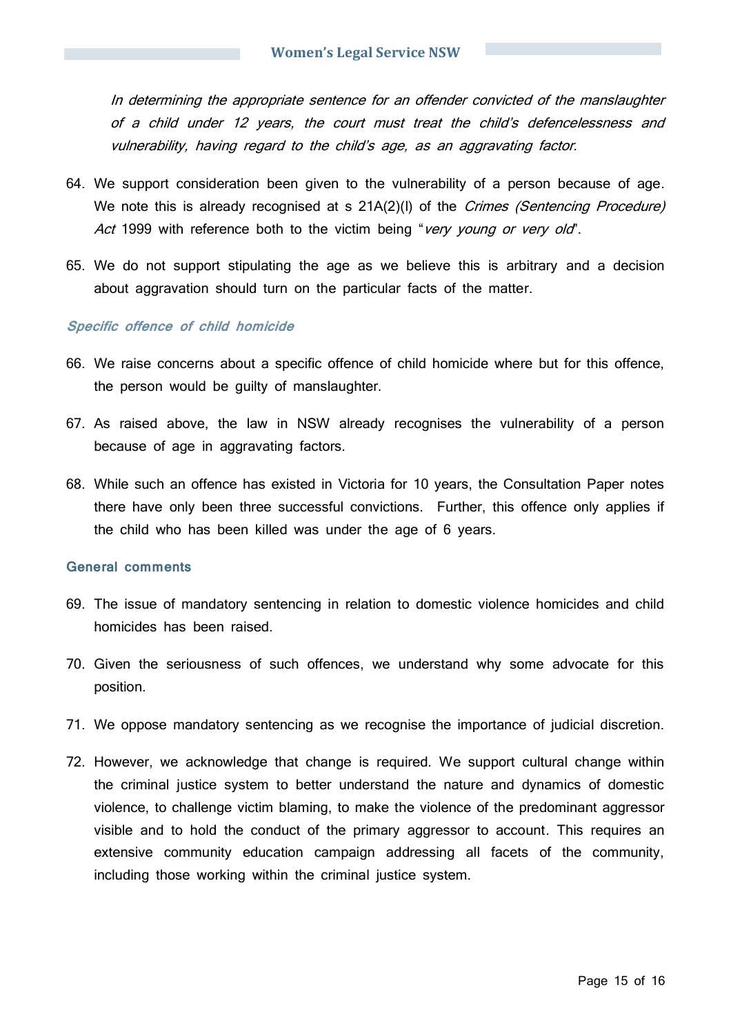*In determining the appropriate sentence for an offender convicted of the manslaughter of a child under 12 years, the court must treat the child's defencelessness and vulnerability, having regard to the child's age, as an aggravating factor.*

64. We support consideration been given to the vulnerability of a person because of age. We note this is already recognised at s 21A(2)(l) of the *Crimes (Sentencing Procedure) Act* 1999 with reference both to the victim being "*very young or very old*".

65. We do not support stipulating the age as we believe this is arbitrary and a decision about aggravation should turn on the particular facts of the matter.

#### *Specific offence of child homicide*

66. We raise concerns about a specific offence of child homicide where but for this offence, the person would be guilty of manslaughter.

67. As raised above, the law in NSW already recognises the vulnerability of a person because of age in aggravating factors.

68. While such an offence has existed in Victoria for 10 years, the Consultation Paper notes there have only been three successful convictions. Further, this offence only applies if the child who has been killed was under the age of 6 years.

### General comments

69. The issue of mandatory sentencing in relation to domestic violence homicides and child homicides has been raised.

70. Given the seriousness of such offences, we understand why some advocate for this position.

71. We oppose mandatory sentencing as we recognise the importance of judicial discretion.

72. However, we acknowledge that change is required. We support cultural change within the criminal justice system to better understand the nature and dynamics of domestic violence, to challenge victim blaming, to make the violence of the predominant aggressor visible and to hold the conduct of the primary aggressor to account. This requires an extensive community education campaign addressing all facets of the community, including those working within the criminal justice system.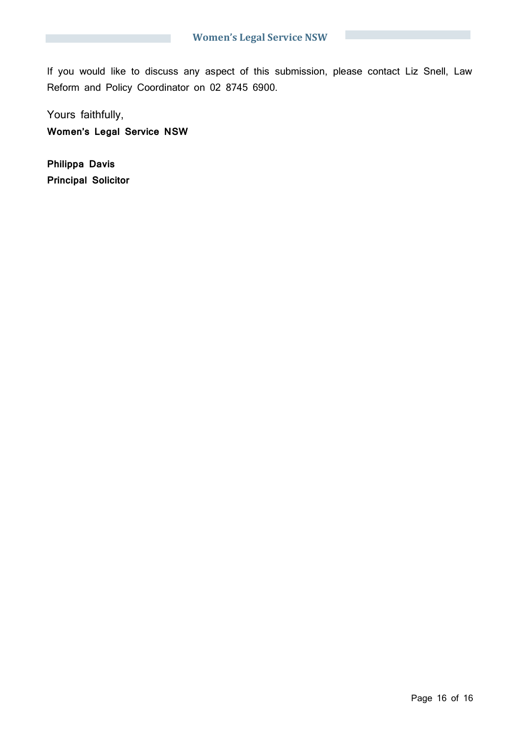If you would like to discuss any aspect of this submission, please contact Liz Snell, Law Reform and Policy Coordinator on 02 8745 6900.

Yours faithfully,

**Women's Legal Service NSW**

**Philippa Davis**
**Principal Solicitor**